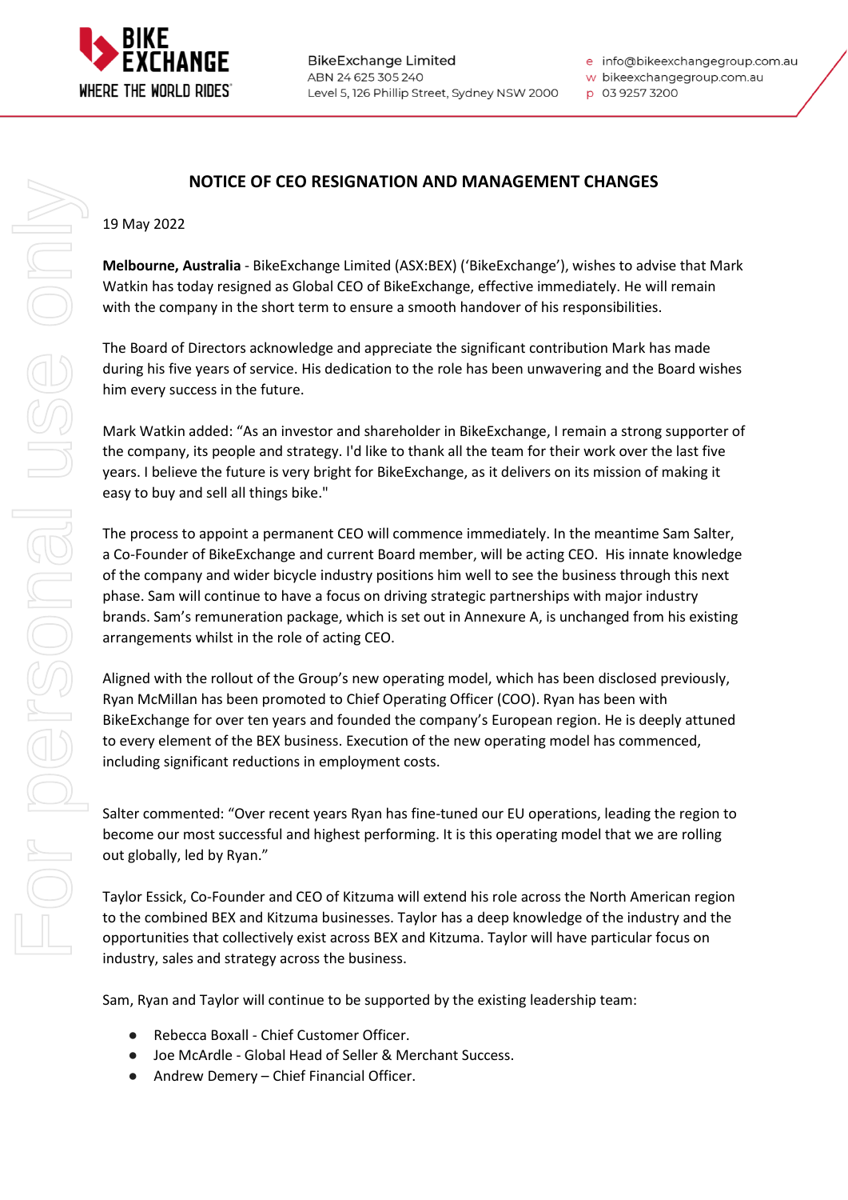BikeExchange Limited
ABN 24 625 305 240
Level 5, 126 Phillip Street, Sydney NSW 2000

e info@bikeexchangegroup.com.au
w bikeexchangegroup.com.au
p 03 9257 3200

# NOTICE OF CEO RESIGNATION AND MANAGEMENT CHANGES

19 May 2022

**Melbourne, Australia** - BikeExchange Limited (ASX:BEX) ('BikeExchange'), wishes to advise that Mark Watkin has today resigned as Global CEO of BikeExchange, effective immediately. He will remain with the company in the short term to ensure a smooth handover of his responsibilities.

The Board of Directors acknowledge and appreciate the significant contribution Mark has made during his five years of service. His dedication to the role has been unwavering and the Board wishes him every success in the future.

Mark Watkin added: "As an investor and shareholder in BikeExchange, I remain a strong supporter of the company, its people and strategy. I'd like to thank all the team for their work over the last five years. I believe the future is very bright for BikeExchange, as it delivers on its mission of making it easy to buy and sell all things bike."

The process to appoint a permanent CEO will commence immediately. In the meantime Sam Salter, a Co-Founder of BikeExchange and current Board member, will be acting CEO. His innate knowledge of the company and wider bicycle industry positions him well to see the business through this next phase. Sam will continue to have a focus on driving strategic partnerships with major industry brands. Sam's remuneration package, which is set out in Annexure A, is unchanged from his existing arrangements whilst in the role of acting CEO.

Aligned with the rollout of the Group's new operating model, which has been disclosed previously, Ryan McMillan has been promoted to Chief Operating Officer (COO). Ryan has been with BikeExchange for over ten years and founded the company's European region. He is deeply attuned to every element of the BEX business. Execution of the new operating model has commenced, including significant reductions in employment costs.

Salter commented: "Over recent years Ryan has fine-tuned our EU operations, leading the region to become our most successful and highest performing. It is this operating model that we are rolling out globally, led by Ryan."

Taylor Essick, Co-Founder and CEO of Kitzuma will extend his role across the North American region to the combined BEX and Kitzuma businesses. Taylor has a deep knowledge of the industry and the opportunities that collectively exist across BEX and Kitzuma. Taylor will have particular focus on industry, sales and strategy across the business.

Sam, Ryan and Taylor will continue to be supported by the existing leadership team:

- Rebecca Boxall - Chief Customer Officer.
- Joe McArdle - Global Head of Seller & Merchant Success.
- Andrew Demery – Chief Financial Officer.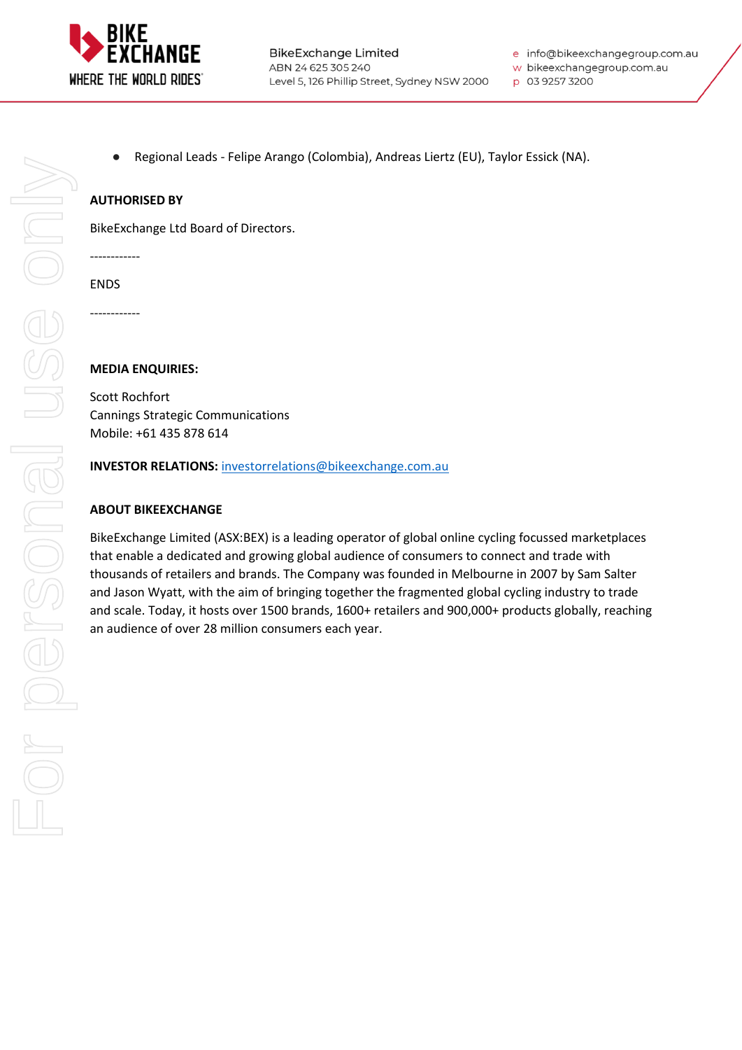- Regional Leads - Felipe Arango (Colombia), Andreas Liertz (EU), Taylor Essick (NA).

**AUTHORISED BY**

BikeExchange Ltd Board of Directors.

------------

ENDS

------------

**MEDIA ENQUIRIES:**

Scott Rochfort
Cannings Strategic Communications
Mobile: +61 435 878 614

**INVESTOR RELATIONS:** investorrelations@bikeexchange.com.au

**ABOUT BIKEEXCHANGE**

BikeExchange Limited (ASX:BEX) is a leading operator of global online cycling focussed marketplaces that enable a dedicated and growing global audience of consumers to connect and trade with thousands of retailers and brands. The Company was founded in Melbourne in 2007 by Sam Salter and Jason Wyatt, with the aim of bringing together the fragmented global cycling industry to trade and scale. Today, it hosts over 1500 brands, 1600+ retailers and 900,000+ products globally, reaching an audience of over 28 million consumers each year.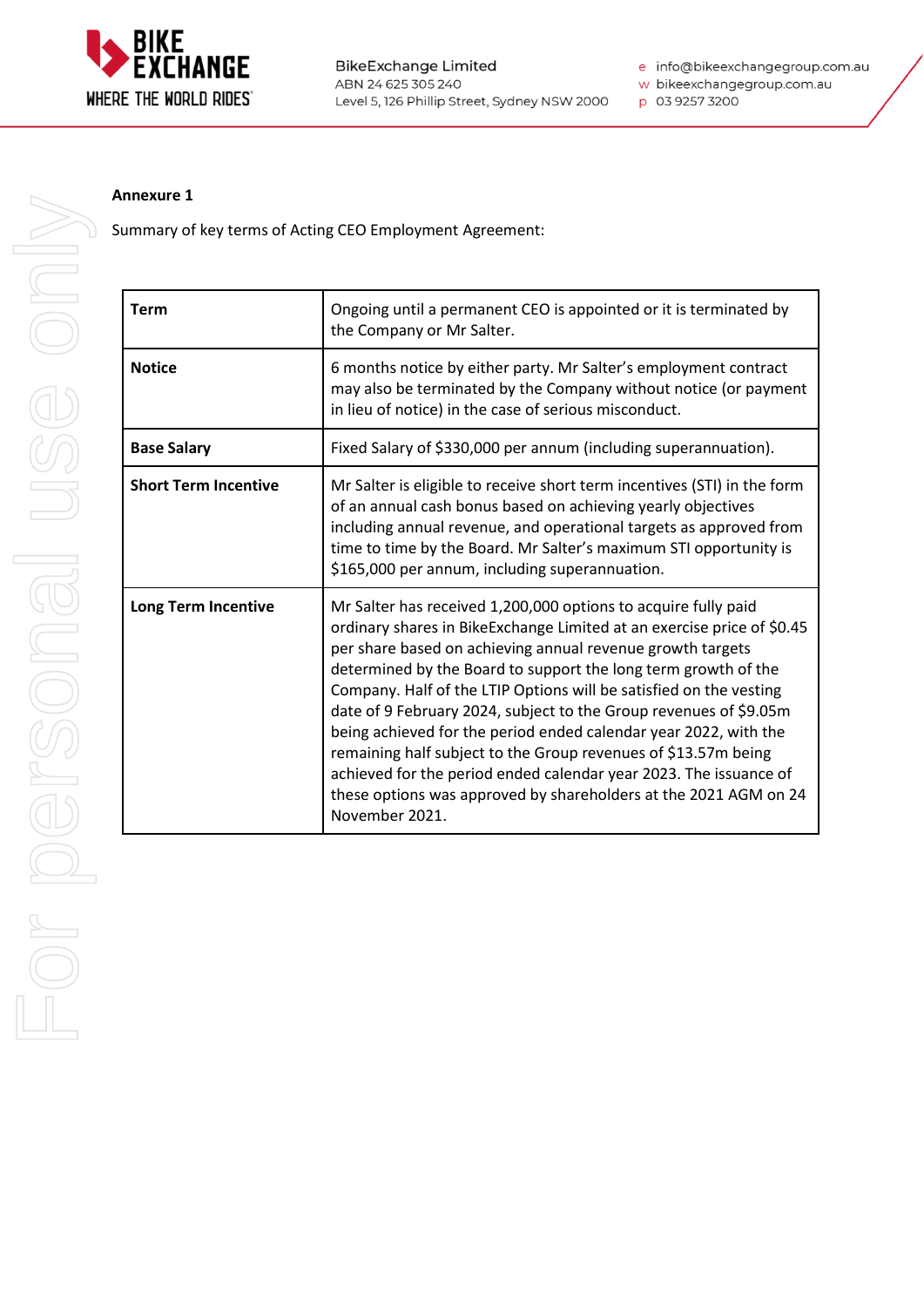**Annexure 1**

Summary of key terms of Acting CEO Employment Agreement:

| | |
|---|---|
| **Term** | Ongoing until a permanent CEO is appointed or it is terminated by the Company or Mr Salter. |
| **Notice** | 6 months notice by either party. Mr Salter's employment contract may also be terminated by the Company without notice (or payment in lieu of notice) in the case of serious misconduct. |
| **Base Salary** | Fixed Salary of $330,000 per annum (including superannuation). |
| **Short Term Incentive** | Mr Salter is eligible to receive short term incentives (STI) in the form of an annual cash bonus based on achieving yearly objectives including annual revenue, and operational targets as approved from time to time by the Board. Mr Salter's maximum STI opportunity is $165,000 per annum, including superannuation. |
| **Long Term Incentive** | Mr Salter has received 1,200,000 options to acquire fully paid ordinary shares in BikeExchange Limited at an exercise price of $0.45 per share based on achieving annual revenue growth targets determined by the Board to support the long term growth of the Company. Half of the LTIP Options will be satisfied on the vesting date of 9 February 2024, subject to the Group revenues of $9.05m being achieved for the period ended calendar year 2022, with the remaining half subject to the Group revenues of $13.57m being achieved for the period ended calendar year 2023. The issuance of these options was approved by shareholders at the 2021 AGM on 24 November 2021. |